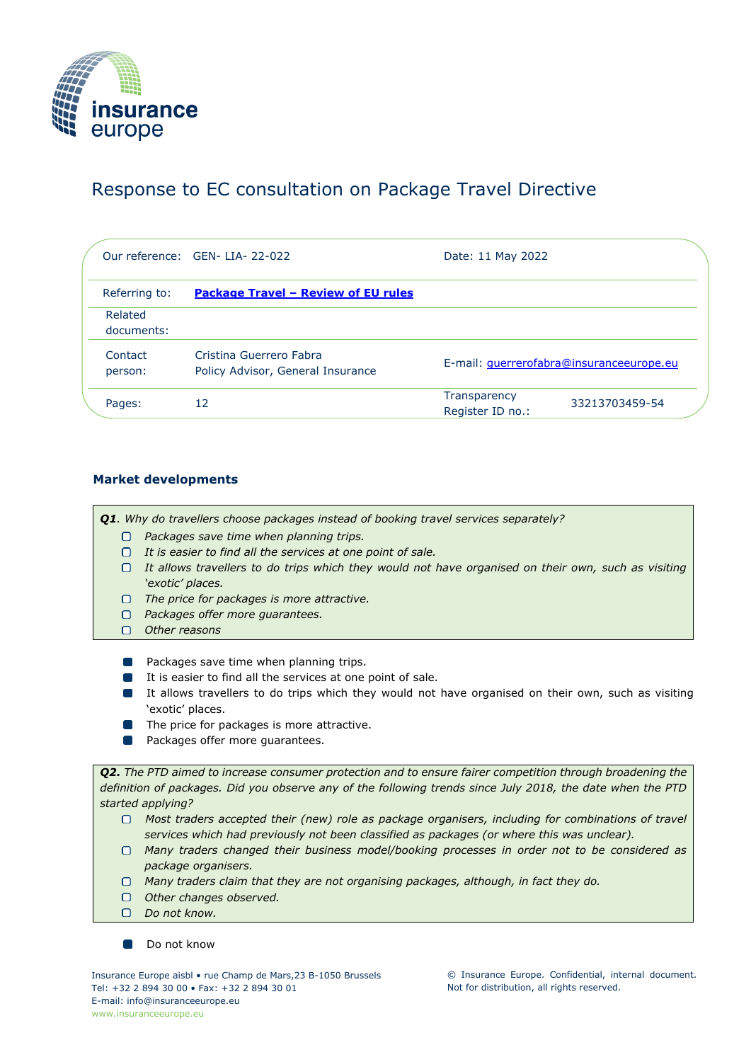# Response to EC consultation on Package Travel Directive

| Our reference: | GEN- LIA- 22-022 | Date: 11 May 2022 | |
|---|---|---|---|
| Referring to: | **Package Travel – Review of EU rules** | | |
| Related documents: | | | |
| Contact person: | Cristina Guerrero Fabra<br>Policy Advisor, General Insurance | E-mail: guerrerofabra@insuranceeurope.eu | |
| Pages: | 12 | Transparency Register ID no.: | 33213703459-54 |

### Market developments

> ***Q1**. Why do travellers choose packages instead of booking travel services separately?*
> - ☐ *Packages save time when planning trips.*
> - ☐ *It is easier to find all the services at one point of sale.*
> - ☐ *It allows travellers to do trips which they would not have organised on their own, such as visiting 'exotic' places.*
> - ☐ *The price for packages is more attractive.*
> - ☐ *Packages offer more guarantees.*
> - ☐ *Other reasons*

- Packages save time when planning trips.
- It is easier to find all the services at one point of sale.
- It allows travellers to do trips which they would not have organised on their own, such as visiting 'exotic' places.
- The price for packages is more attractive.
- Packages offer more guarantees.

> ***Q2.** The PTD aimed to increase consumer protection and to ensure fairer competition through broadening the definition of packages. Did you observe any of the following trends since July 2018, the date when the PTD started applying?*
> - ☐ *Most traders accepted their (new) role as package organisers, including for combinations of travel services which had previously not been classified as packages (or where this was unclear).*
> - ☐ *Many traders changed their business model/booking processes in order not to be considered as package organisers.*
> - ☐ *Many traders claim that they are not organising packages, although, in fact they do.*
> - ☐ *Other changes observed.*
> - ☐ *Do not know.*

- Do not know

Insurance Europe aisbl • rue Champ de Mars,23 B-1050 Brussels
Tel: +32 2 894 30 00 • Fax: +32 2 894 30 01
E-mail: info@insuranceeurope.eu
www.insuranceeurope.eu

© Insurance Europe. Confidential, internal document. Not for distribution, all rights reserved.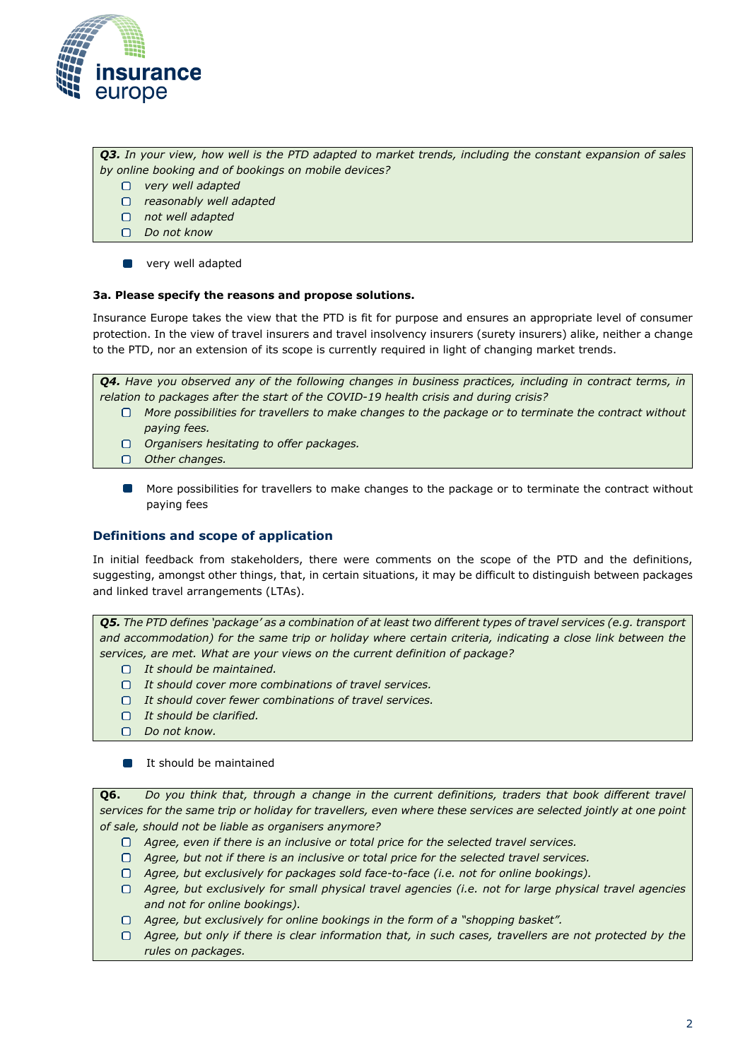> ***Q3.*** *In your view, how well is the PTD adapted to market trends, including the constant expansion of sales by online booking and of bookings on mobile devices?*
> - ☐ *very well adapted*
> - ☐ *reasonably well adapted*
> - ☐ *not well adapted*
> - ☐ *Do not know*

- ■ very well adapted

**3a. Please specify the reasons and propose solutions.**

Insurance Europe takes the view that the PTD is fit for purpose and ensures an appropriate level of consumer protection. In the view of travel insurers and travel insolvency insurers (surety insurers) alike, neither a change to the PTD, nor an extension of its scope is currently required in light of changing market trends.

> ***Q4.*** *Have you observed any of the following changes in business practices, including in contract terms, in relation to packages after the start of the COVID-19 health crisis and during crisis?*
> - ☐ *More possibilities for travellers to make changes to the package or to terminate the contract without paying fees.*
> - ☐ *Organisers hesitating to offer packages.*
> - ☐ *Other changes.*

- ■ More possibilities for travellers to make changes to the package or to terminate the contract without paying fees

## Definitions and scope of application

In initial feedback from stakeholders, there were comments on the scope of the PTD and the definitions, suggesting, amongst other things, that, in certain situations, it may be difficult to distinguish between packages and linked travel arrangements (LTAs).

> ***Q5.*** *The PTD defines 'package' as a combination of at least two different types of travel services (e.g. transport and accommodation) for the same trip or holiday where certain criteria, indicating a close link between the services, are met. What are your views on the current definition of package?*
> - ☐ *It should be maintained.*
> - ☐ *It should cover more combinations of travel services.*
> - ☐ *It should cover fewer combinations of travel services.*
> - ☐ *It should be clarified.*
> - ☐ *Do not know.*

- ■ It should be maintained

> **Q6.** *Do you think that, through a change in the current definitions, traders that book different travel services for the same trip or holiday for travellers, even where these services are selected jointly at one point of sale, should not be liable as organisers anymore?*
> - ☐ *Agree, even if there is an inclusive or total price for the selected travel services.*
> - ☐ *Agree, but not if there is an inclusive or total price for the selected travel services.*
> - ☐ *Agree, but exclusively for packages sold face-to-face (i.e. not for online bookings).*
> - ☐ *Agree, but exclusively for small physical travel agencies (i.e. not for large physical travel agencies and not for online bookings).*
> - ☐ *Agree, but exclusively for online bookings in the form of a "shopping basket".*
> - ☐ *Agree, but only if there is clear information that, in such cases, travellers are not protected by the rules on packages.*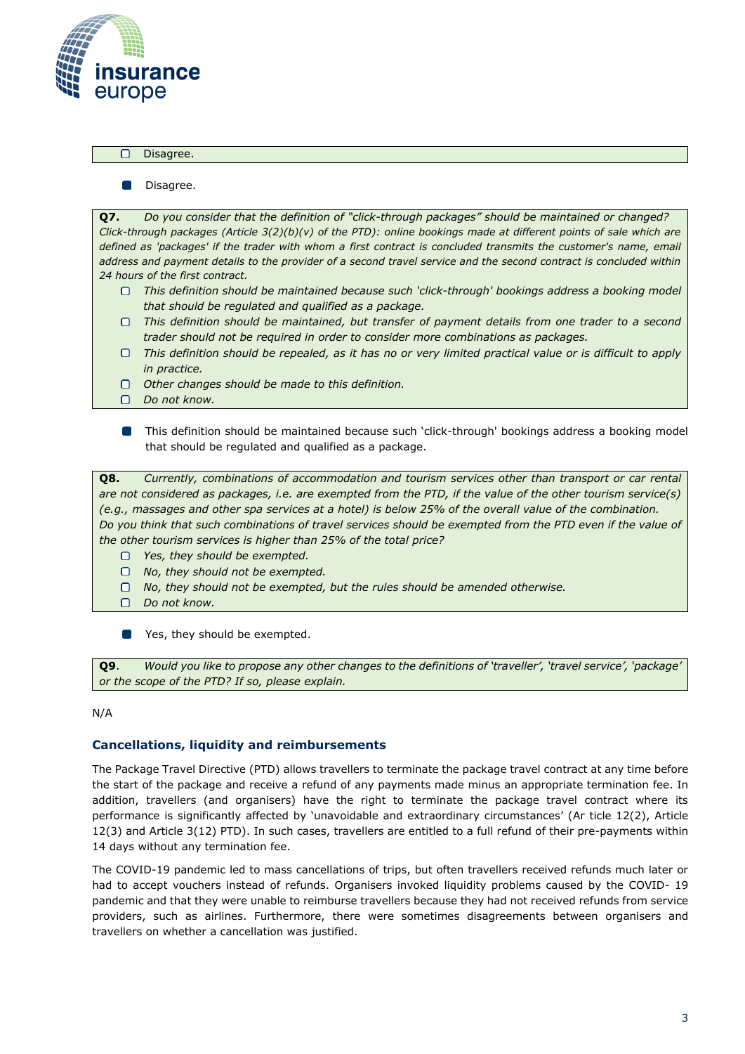- [ ] Disagree.

- [x] Disagree.

**Q7.** *Do you consider that the definition of "click-through packages" should be maintained or changed? Click-through packages (Article 3(2)(b)(v) of the PTD): online bookings made at different points of sale which are defined as 'packages' if the trader with whom a first contract is concluded transmits the customer's name, email address and payment details to the provider of a second travel service and the second contract is concluded within 24 hours of the first contract.*

- [ ] *This definition should be maintained because such 'click-through' bookings address a booking model that should be regulated and qualified as a package.*
- [ ] *This definition should be maintained, but transfer of payment details from one trader to a second trader should not be required in order to consider more combinations as packages.*
- [ ] *This definition should be repealed, as it has no or very limited practical value or is difficult to apply in practice.*
- [ ] *Other changes should be made to this definition.*
- [ ] *Do not know.*

- [x] This definition should be maintained because such 'click-through' bookings address a booking model that should be regulated and qualified as a package.

**Q8.** *Currently, combinations of accommodation and tourism services other than transport or car rental are not considered as packages, i.e. are exempted from the PTD, if the value of the other tourism service(s) (e.g., massages and other spa services at a hotel) is below 25% of the overall value of the combination. Do you think that such combinations of travel services should be exempted from the PTD even if the value of the other tourism services is higher than 25% of the total price?*

- [ ] *Yes, they should be exempted.*
- [ ] *No, they should not be exempted.*
- [ ] *No, they should not be exempted, but the rules should be amended otherwise.*
- [ ] *Do not know.*

- [x] Yes, they should be exempted.

**Q9**. *Would you like to propose any other changes to the definitions of 'traveller', 'travel service', 'package' or the scope of the PTD? If so, please explain.*

N/A

## Cancellations, liquidity and reimbursements

The Package Travel Directive (PTD) allows travellers to terminate the package travel contract at any time before the start of the package and receive a refund of any payments made minus an appropriate termination fee. In addition, travellers (and organisers) have the right to terminate the package travel contract where its performance is significantly affected by 'unavoidable and extraordinary circumstances' (Ar ticle 12(2), Article 12(3) and Article 3(12) PTD). In such cases, travellers are entitled to a full refund of their pre-payments within 14 days without any termination fee.

The COVID-19 pandemic led to mass cancellations of trips, but often travellers received refunds much later or had to accept vouchers instead of refunds. Organisers invoked liquidity problems caused by the COVID- 19 pandemic and that they were unable to reimburse travellers because they had not received refunds from service providers, such as airlines. Furthermore, there were sometimes disagreements between organisers and travellers on whether a cancellation was justified.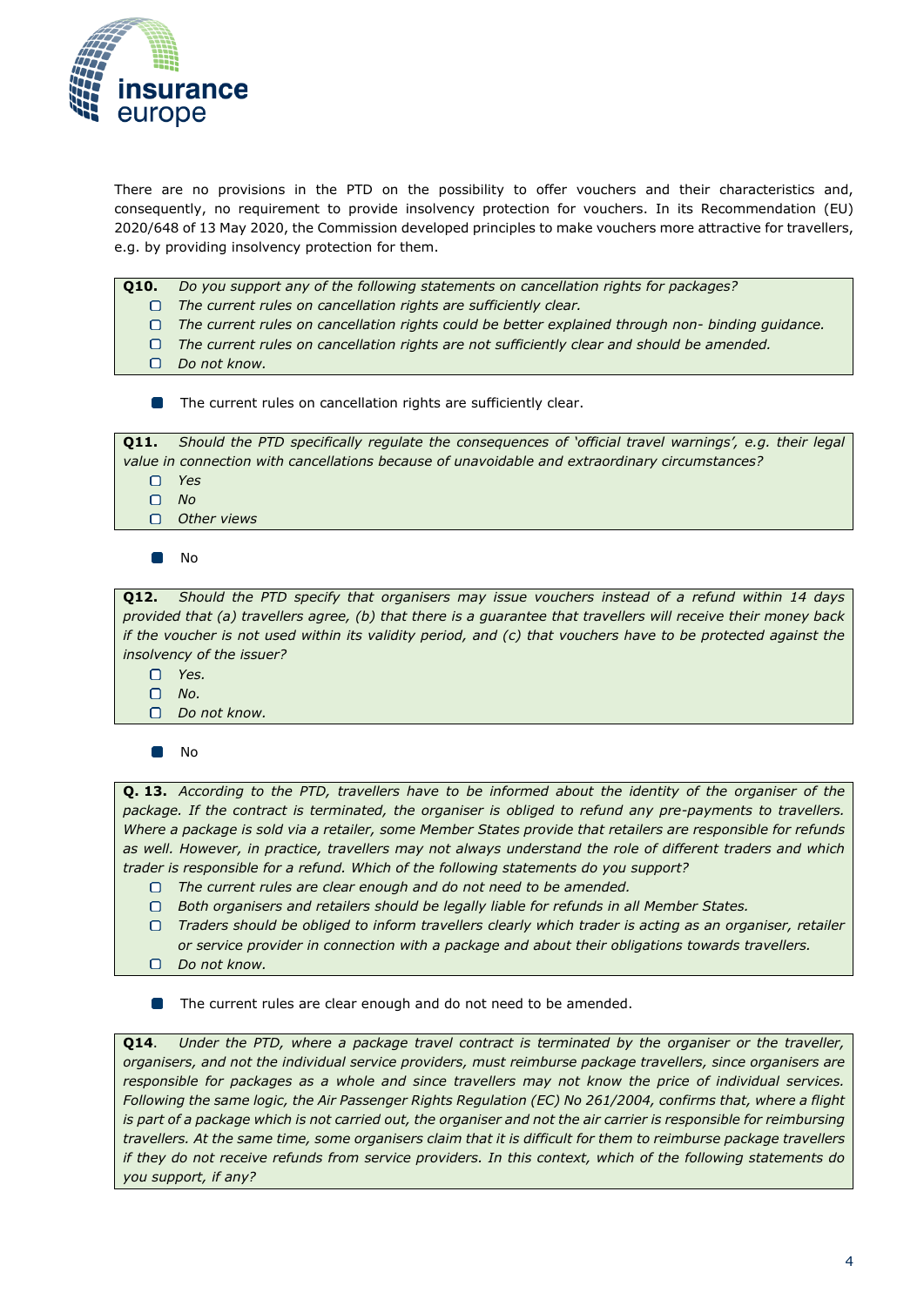There are no provisions in the PTD on the possibility to offer vouchers and their characteristics and, consequently, no requirement to provide insolvency protection for vouchers. In its Recommendation (EU) 2020/648 of 13 May 2020, the Commission developed principles to make vouchers more attractive for travellers, e.g. by providing insolvency protection for them.

**Q10.** *Do you support any of the following statements on cancellation rights for packages?*

- ☐ *The current rules on cancellation rights are sufficiently clear.*
- ☐ *The current rules on cancellation rights could be better explained through non- binding guidance.*
- ☐ *The current rules on cancellation rights are not sufficiently clear and should be amended.*
- ☐ *Do not know.*

- The current rules on cancellation rights are sufficiently clear.

**Q11.** *Should the PTD specifically regulate the consequences of 'official travel warnings', e.g. their legal value in connection with cancellations because of unavoidable and extraordinary circumstances?*

- ☐ *Yes*
- ☐ *No*
- ☐ *Other views*

- No

**Q12.** *Should the PTD specify that organisers may issue vouchers instead of a refund within 14 days provided that (a) travellers agree, (b) that there is a guarantee that travellers will receive their money back if the voucher is not used within its validity period, and (c) that vouchers have to be protected against the insolvency of the issuer?*

- ☐ *Yes.*
- ☐ *No.*
- ☐ *Do not know.*

- No

**Q. 13.** *According to the PTD, travellers have to be informed about the identity of the organiser of the package. If the contract is terminated, the organiser is obliged to refund any pre-payments to travellers. Where a package is sold via a retailer, some Member States provide that retailers are responsible for refunds as well. However, in practice, travellers may not always understand the role of different traders and which trader is responsible for a refund. Which of the following statements do you support?*

- ☐ *The current rules are clear enough and do not need to be amended.*
- ☐ *Both organisers and retailers should be legally liable for refunds in all Member States.*
- ☐ *Traders should be obliged to inform travellers clearly which trader is acting as an organiser, retailer or service provider in connection with a package and about their obligations towards travellers.*
- ☐ *Do not know.*

- The current rules are clear enough and do not need to be amended.

**Q14**. *Under the PTD, where a package travel contract is terminated by the organiser or the traveller, organisers, and not the individual service providers, must reimburse package travellers, since organisers are responsible for packages as a whole and since travellers may not know the price of individual services. Following the same logic, the Air Passenger Rights Regulation (EC) No 261/2004, confirms that, where a flight is part of a package which is not carried out, the organiser and not the air carrier is responsible for reimbursing travellers. At the same time, some organisers claim that it is difficult for them to reimburse package travellers if they do not receive refunds from service providers. In this context, which of the following statements do you support, if any?*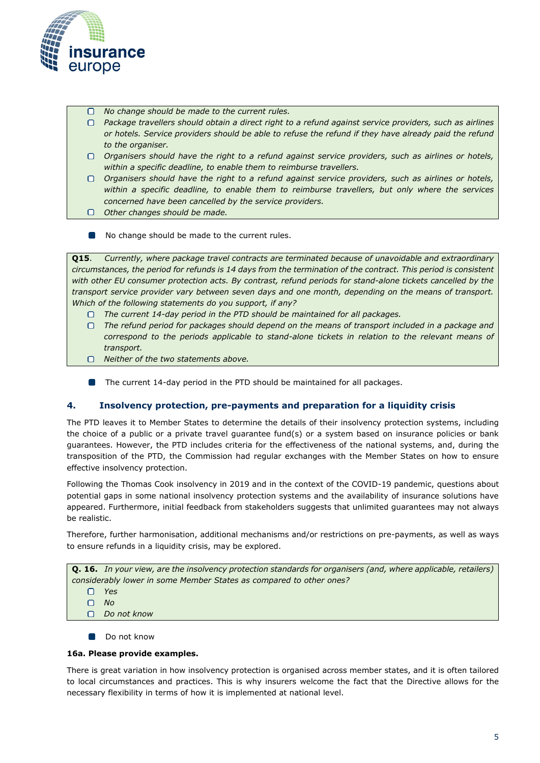- *No change should be made to the current rules.*
- *Package travellers should obtain a direct right to a refund against service providers, such as airlines or hotels. Service providers should be able to refuse the refund if they have already paid the refund to the organiser.*
- *Organisers should have the right to a refund against service providers, such as airlines or hotels, within a specific deadline, to enable them to reimburse travellers.*
- *Organisers should have the right to a refund against service providers, such as airlines or hotels, within a specific deadline, to enable them to reimburse travellers, but only where the services concerned have been cancelled by the service providers.*
- *Other changes should be made.*

- No change should be made to the current rules.

**Q15**. *Currently, where package travel contracts are terminated because of unavoidable and extraordinary circumstances, the period for refunds is 14 days from the termination of the contract. This period is consistent with other EU consumer protection acts. By contrast, refund periods for stand-alone tickets cancelled by the transport service provider vary between seven days and one month, depending on the means of transport. Which of the following statements do you support, if any?*

- *The current 14-day period in the PTD should be maintained for all packages.*
- *The refund period for packages should depend on the means of transport included in a package and correspond to the periods applicable to stand-alone tickets in relation to the relevant means of transport.*
- *Neither of the two statements above.*

- The current 14-day period in the PTD should be maintained for all packages.

## 4. Insolvency protection, pre-payments and preparation for a liquidity crisis

The PTD leaves it to Member States to determine the details of their insolvency protection systems, including the choice of a public or a private travel guarantee fund(s) or a system based on insurance policies or bank guarantees. However, the PTD includes criteria for the effectiveness of the national systems, and, during the transposition of the PTD, the Commission had regular exchanges with the Member States on how to ensure effective insolvency protection.

Following the Thomas Cook insolvency in 2019 and in the context of the COVID-19 pandemic, questions about potential gaps in some national insolvency protection systems and the availability of insurance solutions have appeared. Furthermore, initial feedback from stakeholders suggests that unlimited guarantees may not always be realistic.

Therefore, further harmonisation, additional mechanisms and/or restrictions on pre-payments, as well as ways to ensure refunds in a liquidity crisis, may be explored.

**Q. 16.** *In your view, are the insolvency protection standards for organisers (and, where applicable, retailers) considerably lower in some Member States as compared to other ones?*

- *Yes*
- *No*
- *Do not know*

- Do not know

**16a. Please provide examples.**

There is great variation in how insolvency protection is organised across member states, and it is often tailored to local circumstances and practices. This is why insurers welcome the fact that the Directive allows for the necessary flexibility in terms of how it is implemented at national level.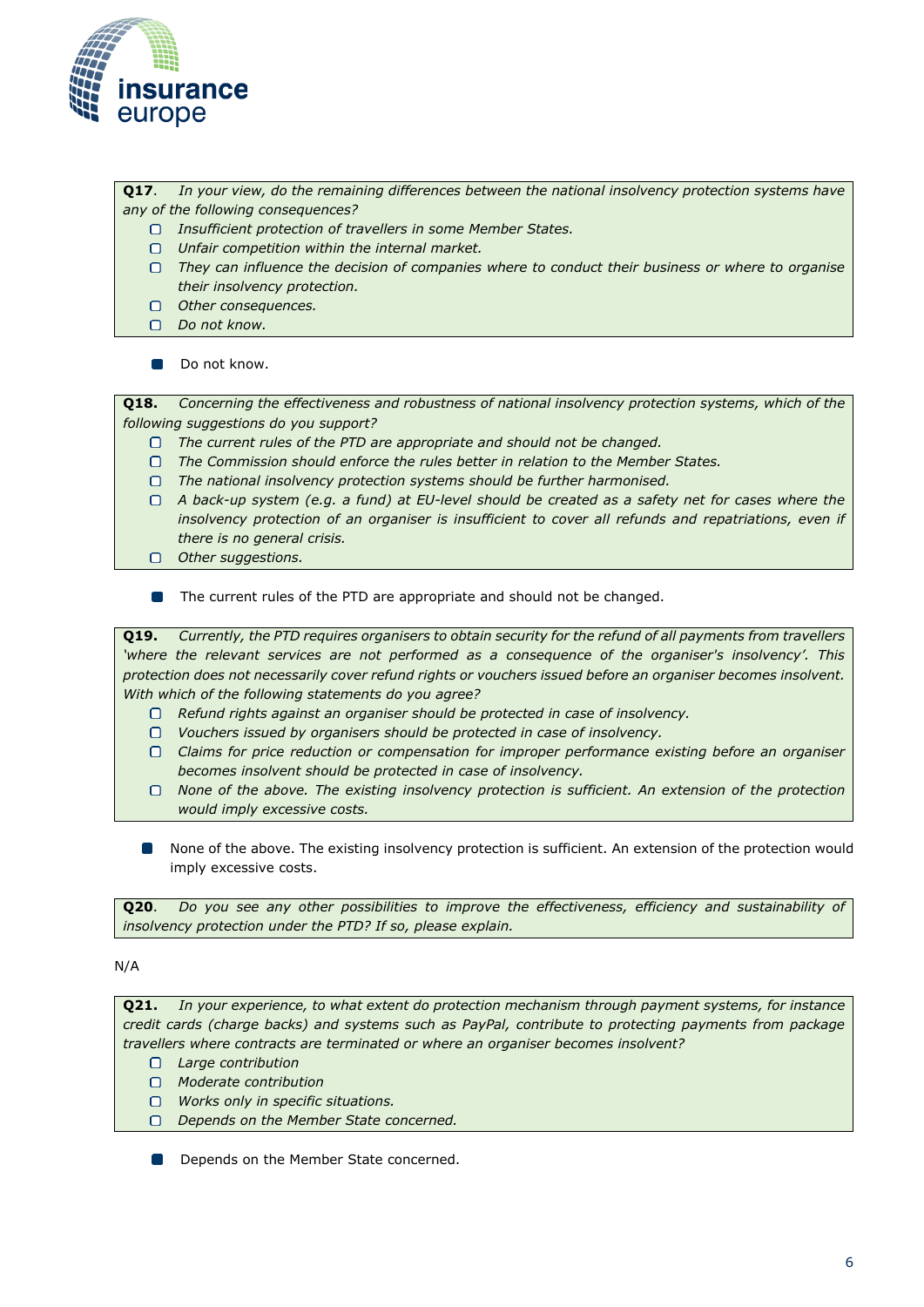**Q17**. *In your view, do the remaining differences between the national insolvency protection systems have any of the following consequences?*

- ▢ *Insufficient protection of travellers in some Member States.*
- ▢ *Unfair competition within the internal market.*
- ▢ *They can influence the decision of companies where to conduct their business or where to organise their insolvency protection.*
- ▢ *Other consequences.*
- ▢ *Do not know.*

- ■ Do not know.

**Q18.** *Concerning the effectiveness and robustness of national insolvency protection systems, which of the following suggestions do you support?*

- ▢ *The current rules of the PTD are appropriate and should not be changed.*
- ▢ *The Commission should enforce the rules better in relation to the Member States.*
- ▢ *The national insolvency protection systems should be further harmonised.*
- ▢ *A back-up system (e.g. a fund) at EU-level should be created as a safety net for cases where the insolvency protection of an organiser is insufficient to cover all refunds and repatriations, even if there is no general crisis.*
- ▢ *Other suggestions.*

- ■ The current rules of the PTD are appropriate and should not be changed.

**Q19.** *Currently, the PTD requires organisers to obtain security for the refund of all payments from travellers 'where the relevant services are not performed as a consequence of the organiser's insolvency'. This protection does not necessarily cover refund rights or vouchers issued before an organiser becomes insolvent. With which of the following statements do you agree?*

- ▢ *Refund rights against an organiser should be protected in case of insolvency.*
- ▢ *Vouchers issued by organisers should be protected in case of insolvency.*
- ▢ *Claims for price reduction or compensation for improper performance existing before an organiser becomes insolvent should be protected in case of insolvency.*
- ▢ *None of the above. The existing insolvency protection is sufficient. An extension of the protection would imply excessive costs.*

- ■ None of the above. The existing insolvency protection is sufficient. An extension of the protection would imply excessive costs.

**Q20**. *Do you see any other possibilities to improve the effectiveness, efficiency and sustainability of insolvency protection under the PTD? If so, please explain.*

N/A

**Q21.** *In your experience, to what extent do protection mechanism through payment systems, for instance credit cards (charge backs) and systems such as PayPal, contribute to protecting payments from package travellers where contracts are terminated or where an organiser becomes insolvent?*

- ▢ *Large contribution*
- ▢ *Moderate contribution*
- ▢ *Works only in specific situations.*
- ▢ *Depends on the Member State concerned.*

- ■ Depends on the Member State concerned.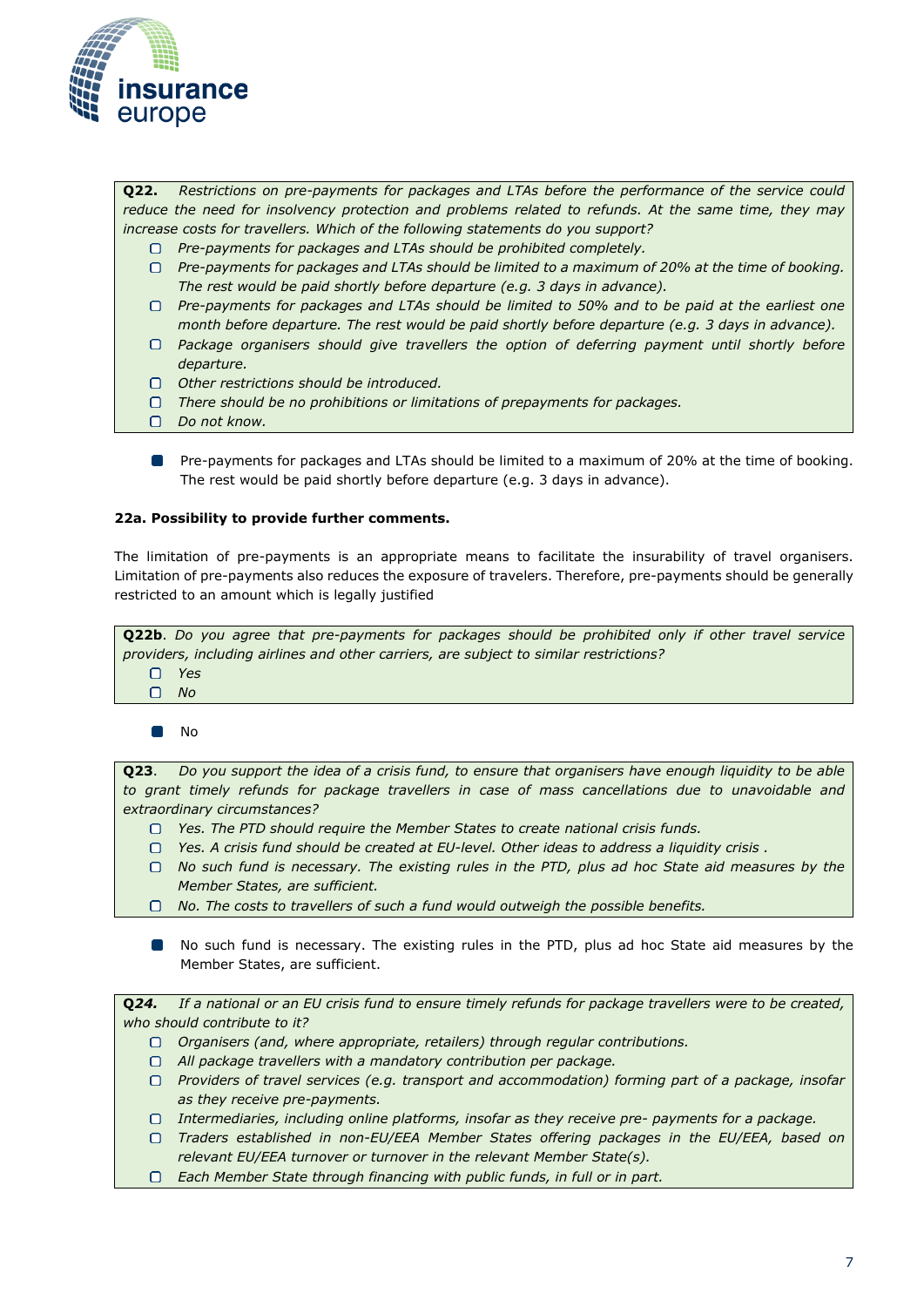**Q22.** *Restrictions on pre-payments for packages and LTAs before the performance of the service could reduce the need for insolvency protection and problems related to refunds. At the same time, they may increase costs for travellers. Which of the following statements do you support?*

- ☐ *Pre-payments for packages and LTAs should be prohibited completely.*
- ☐ *Pre-payments for packages and LTAs should be limited to a maximum of 20% at the time of booking. The rest would be paid shortly before departure (e.g. 3 days in advance).*
- ☐ *Pre-payments for packages and LTAs should be limited to 50% and to be paid at the earliest one month before departure. The rest would be paid shortly before departure (e.g. 3 days in advance).*
- ☐ *Package organisers should give travellers the option of deferring payment until shortly before departure.*
- ☐ *Other restrictions should be introduced.*
- ☐ *There should be no prohibitions or limitations of prepayments for packages.*
- ☐ *Do not know.*

- ■ Pre-payments for packages and LTAs should be limited to a maximum of 20% at the time of booking. The rest would be paid shortly before departure (e.g. 3 days in advance).

**22a. Possibility to provide further comments.**

The limitation of pre-payments is an appropriate means to facilitate the insurability of travel organisers. Limitation of pre-payments also reduces the exposure of travelers. Therefore, pre-payments should be generally restricted to an amount which is legally justified

**Q22b**. *Do you agree that pre-payments for packages should be prohibited only if other travel service providers, including airlines and other carriers, are subject to similar restrictions?*

- ☐ *Yes*
- ☐ *No*

- ■ No

**Q23**. *Do you support the idea of a crisis fund, to ensure that organisers have enough liquidity to be able to grant timely refunds for package travellers in case of mass cancellations due to unavoidable and extraordinary circumstances?*

- ☐ *Yes. The PTD should require the Member States to create national crisis funds.*
- ☐ *Yes. A crisis fund should be created at EU-level. Other ideas to address a liquidity crisis .*
- ☐ *No such fund is necessary. The existing rules in the PTD, plus ad hoc State aid measures by the Member States, are sufficient.*
- ☐ *No. The costs to travellers of such a fund would outweigh the possible benefits.*

- ■ No such fund is necessary. The existing rules in the PTD, plus ad hoc State aid measures by the Member States, are sufficient.

***Q24.*** *If a national or an EU crisis fund to ensure timely refunds for package travellers were to be created, who should contribute to it?*

- ☐ *Organisers (and, where appropriate, retailers) through regular contributions.*
- ☐ *All package travellers with a mandatory contribution per package.*
- ☐ *Providers of travel services (e.g. transport and accommodation) forming part of a package, insofar as they receive pre-payments.*
- ☐ *Intermediaries, including online platforms, insofar as they receive pre- payments for a package.*
- ☐ *Traders established in non-EU/EEA Member States offering packages in the EU/EEA, based on relevant EU/EEA turnover or turnover in the relevant Member State(s).*
- ☐ *Each Member State through financing with public funds, in full or in part.*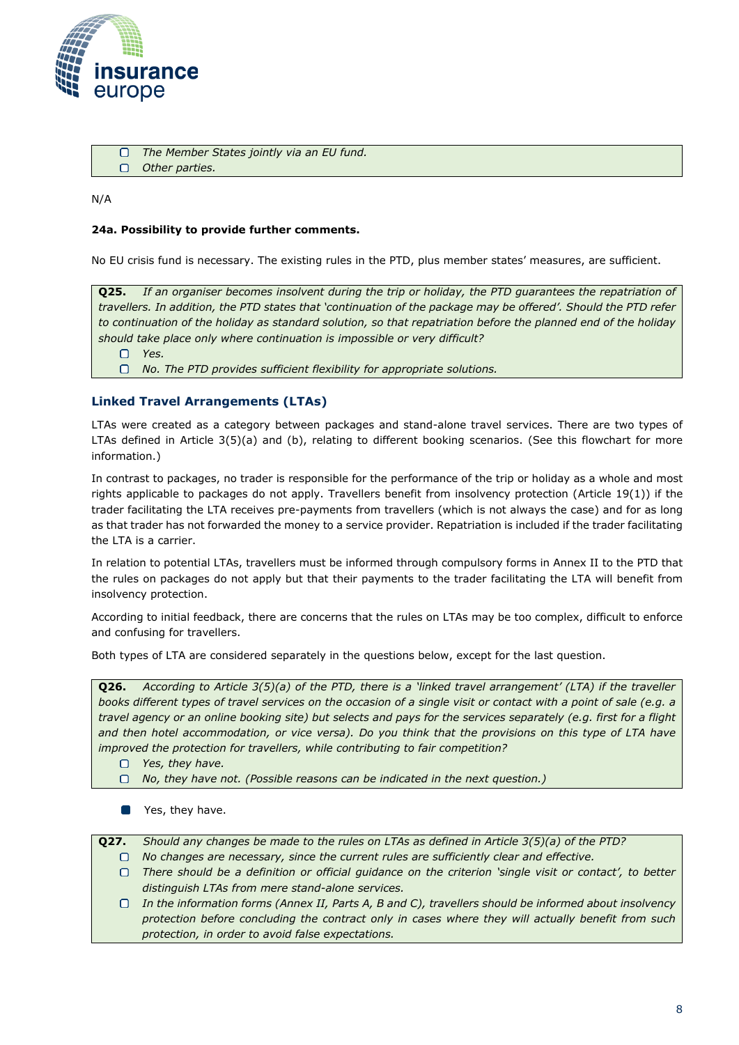- ▢ *The Member States jointly via an EU fund.*
- ▢ *Other parties.*

N/A

**24a. Possibility to provide further comments.**

No EU crisis fund is necessary. The existing rules in the PTD, plus member states' measures, are sufficient.

**Q25.** *If an organiser becomes insolvent during the trip or holiday, the PTD guarantees the repatriation of travellers. In addition, the PTD states that 'continuation of the package may be offered'. Should the PTD refer to continuation of the holiday as standard solution, so that repatriation before the planned end of the holiday should take place only where continuation is impossible or very difficult?*

- ▢ *Yes.*
- ▢ *No. The PTD provides sufficient flexibility for appropriate solutions.*

## Linked Travel Arrangements (LTAs)

LTAs were created as a category between packages and stand-alone travel services. There are two types of LTAs defined in Article 3(5)(a) and (b), relating to different booking scenarios. (See this flowchart for more information.)

In contrast to packages, no trader is responsible for the performance of the trip or holiday as a whole and most rights applicable to packages do not apply. Travellers benefit from insolvency protection (Article 19(1)) if the trader facilitating the LTA receives pre-payments from travellers (which is not always the case) and for as long as that trader has not forwarded the money to a service provider. Repatriation is included if the trader facilitating the LTA is a carrier.

In relation to potential LTAs, travellers must be informed through compulsory forms in Annex II to the PTD that the rules on packages do not apply but that their payments to the trader facilitating the LTA will benefit from insolvency protection.

According to initial feedback, there are concerns that the rules on LTAs may be too complex, difficult to enforce and confusing for travellers.

Both types of LTA are considered separately in the questions below, except for the last question.

**Q26.** *According to Article 3(5)(a) of the PTD, there is a 'linked travel arrangement' (LTA) if the traveller books different types of travel services on the occasion of a single visit or contact with a point of sale (e.g. a travel agency or an online booking site) but selects and pays for the services separately (e.g. first for a flight and then hotel accommodation, or vice versa). Do you think that the provisions on this type of LTA have improved the protection for travellers, while contributing to fair competition?*

- ▢ *Yes, they have.*
- ▢ *No, they have not. (Possible reasons can be indicated in the next question.)*

- ■ Yes, they have.

**Q27.** *Should any changes be made to the rules on LTAs as defined in Article 3(5)(a) of the PTD?*

- ▢ *No changes are necessary, since the current rules are sufficiently clear and effective.*
- ▢ *There should be a definition or official guidance on the criterion 'single visit or contact', to better distinguish LTAs from mere stand-alone services.*
- ▢ *In the information forms (Annex II, Parts A, B and C), travellers should be informed about insolvency protection before concluding the contract only in cases where they will actually benefit from such protection, in order to avoid false expectations.*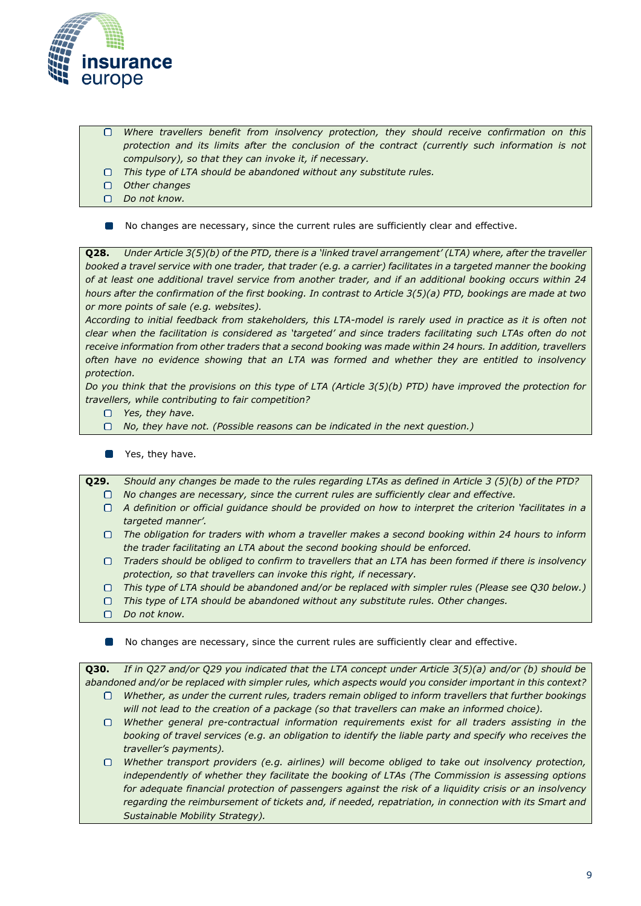- *Where travellers benefit from insolvency protection, they should receive confirmation on this protection and its limits after the conclusion of the contract (currently such information is not compulsory), so that they can invoke it, if necessary.*
- *This type of LTA should be abandoned without any substitute rules.*
- *Other changes*
- *Do not know.*

■ No changes are necessary, since the current rules are sufficiently clear and effective.

**Q28.** *Under Article 3(5)(b) of the PTD, there is a 'linked travel arrangement' (LTA) where, after the traveller booked a travel service with one trader, that trader (e.g. a carrier) facilitates in a targeted manner the booking of at least one additional travel service from another trader, and if an additional booking occurs within 24 hours after the confirmation of the first booking. In contrast to Article 3(5)(a) PTD, bookings are made at two or more points of sale (e.g. websites).*

*According to initial feedback from stakeholders, this LTA-model is rarely used in practice as it is often not clear when the facilitation is considered as 'targeted' and since traders facilitating such LTAs often do not receive information from other traders that a second booking was made within 24 hours. In addition, travellers often have no evidence showing that an LTA was formed and whether they are entitled to insolvency protection.*

*Do you think that the provisions on this type of LTA (Article 3(5)(b) PTD) have improved the protection for travellers, while contributing to fair competition?*

- *Yes, they have.*
- *No, they have not. (Possible reasons can be indicated in the next question.)*

■ Yes, they have.

**Q29.** *Should any changes be made to the rules regarding LTAs as defined in Article 3 (5)(b) of the PTD?*

- *No changes are necessary, since the current rules are sufficiently clear and effective.*
- *A definition or official guidance should be provided on how to interpret the criterion 'facilitates in a targeted manner'.*
- *The obligation for traders with whom a traveller makes a second booking within 24 hours to inform the trader facilitating an LTA about the second booking should be enforced.*
- *Traders should be obliged to confirm to travellers that an LTA has been formed if there is insolvency protection, so that travellers can invoke this right, if necessary.*
- *This type of LTA should be abandoned and/or be replaced with simpler rules (Please see Q30 below.)*
- *This type of LTA should be abandoned without any substitute rules. Other changes.*
- *Do not know.*

■ No changes are necessary, since the current rules are sufficiently clear and effective.

**Q30.** *If in Q27 and/or Q29 you indicated that the LTA concept under Article 3(5)(a) and/or (b) should be abandoned and/or be replaced with simpler rules, which aspects would you consider important in this context?*

- *Whether, as under the current rules, traders remain obliged to inform travellers that further bookings will not lead to the creation of a package (so that travellers can make an informed choice).*
- *Whether general pre-contractual information requirements exist for all traders assisting in the booking of travel services (e.g. an obligation to identify the liable party and specify who receives the traveller's payments).*
- *Whether transport providers (e.g. airlines) will become obliged to take out insolvency protection, independently of whether they facilitate the booking of LTAs (The Commission is assessing options for adequate financial protection of passengers against the risk of a liquidity crisis or an insolvency regarding the reimbursement of tickets and, if needed, repatriation, in connection with its Smart and Sustainable Mobility Strategy).*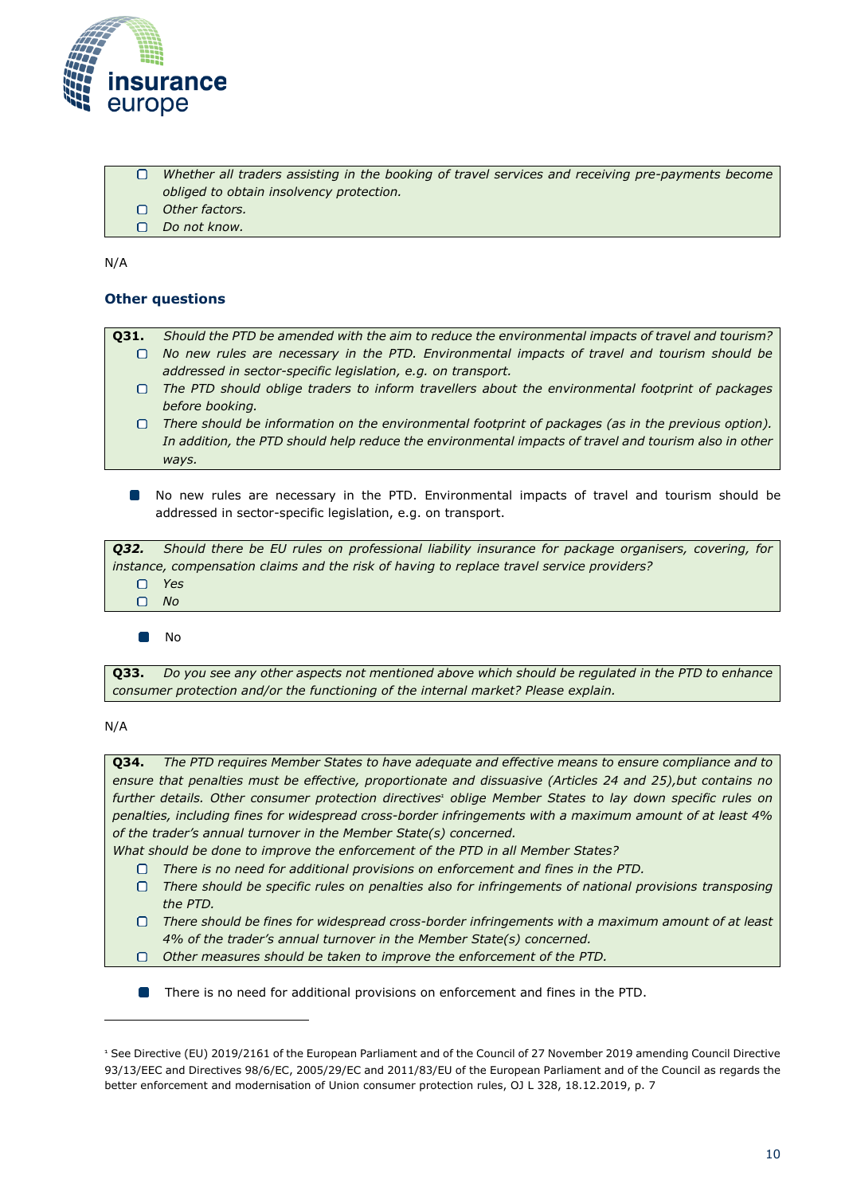- ☐ *Whether all traders assisting in the booking of travel services and receiving pre-payments become obliged to obtain insolvency protection.*
- ☐ *Other factors.*
- ☐ *Do not know.*

N/A

## Other questions

**Q31.** *Should the PTD be amended with the aim to reduce the environmental impacts of travel and tourism?*

- ☐ *No new rules are necessary in the PTD. Environmental impacts of travel and tourism should be addressed in sector-specific legislation, e.g. on transport.*
- ☐ *The PTD should oblige traders to inform travellers about the environmental footprint of packages before booking.*
- ☐ *There should be information on the environmental footprint of packages (as in the previous option). In addition, the PTD should help reduce the environmental impacts of travel and tourism also in other ways.*

- ■ No new rules are necessary in the PTD. Environmental impacts of travel and tourism should be addressed in sector-specific legislation, e.g. on transport.

***Q32.*** *Should there be EU rules on professional liability insurance for package organisers, covering, for instance, compensation claims and the risk of having to replace travel service providers?*

- ☐ *Yes*
- ☐ *No*

- ■ No

**Q33.** *Do you see any other aspects not mentioned above which should be regulated in the PTD to enhance consumer protection and/or the functioning of the internal market? Please explain.*

N/A

**Q34.** *The PTD requires Member States to have adequate and effective means to ensure compliance and to ensure that penalties must be effective, proportionate and dissuasive (Articles 24 and 25),but contains no further details. Other consumer protection directives[1] oblige Member States to lay down specific rules on penalties, including fines for widespread cross-border infringements with a maximum amount of at least 4% of the trader's annual turnover in the Member State(s) concerned.*
*What should be done to improve the enforcement of the PTD in all Member States?*

- ☐ *There is no need for additional provisions on enforcement and fines in the PTD.*
- ☐ *There should be specific rules on penalties also for infringements of national provisions transposing the PTD.*
- ☐ *There should be fines for widespread cross-border infringements with a maximum amount of at least 4% of the trader's annual turnover in the Member State(s) concerned.*
- ☐ *Other measures should be taken to improve the enforcement of the PTD.*

- ■ There is no need for additional provisions on enforcement and fines in the PTD.

---

[1] See Directive (EU) 2019/2161 of the European Parliament and of the Council of 27 November 2019 amending Council Directive 93/13/EEC and Directives 98/6/EC, 2005/29/EC and 2011/83/EU of the European Parliament and of the Council as regards the better enforcement and modernisation of Union consumer protection rules, OJ L 328, 18.12.2019, p. 7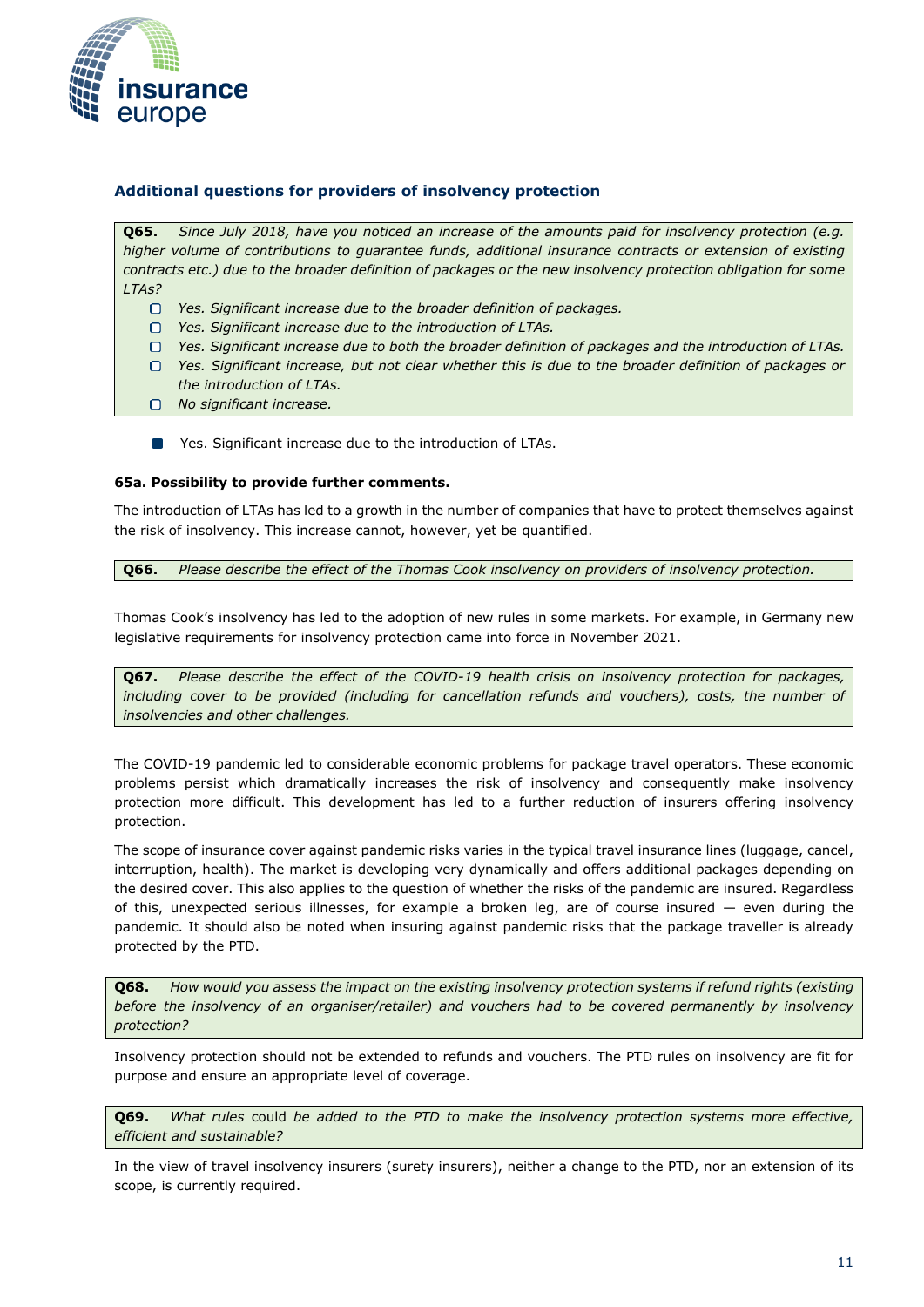## Additional questions for providers of insolvency protection

**Q65.** *Since July 2018, have you noticed an increase of the amounts paid for insolvency protection (e.g. higher volume of contributions to guarantee funds, additional insurance contracts or extension of existing contracts etc.) due to the broader definition of packages or the new insolvency protection obligation for some LTAs?*

- ☐ *Yes. Significant increase due to the broader definition of packages.*
- ☐ *Yes. Significant increase due to the introduction of LTAs.*
- ☐ *Yes. Significant increase due to both the broader definition of packages and the introduction of LTAs.*
- ☐ *Yes. Significant increase, but not clear whether this is due to the broader definition of packages or the introduction of LTAs.*
- ☐ *No significant increase.*

- ■ Yes. Significant increase due to the introduction of LTAs.

**65a. Possibility to provide further comments.**

The introduction of LTAs has led to a growth in the number of companies that have to protect themselves against the risk of insolvency. This increase cannot, however, yet be quantified.

**Q66.** *Please describe the effect of the Thomas Cook insolvency on providers of insolvency protection.*

Thomas Cook's insolvency has led to the adoption of new rules in some markets. For example, in Germany new legislative requirements for insolvency protection came into force in November 2021.

**Q67.** *Please describe the effect of the COVID-19 health crisis on insolvency protection for packages, including cover to be provided (including for cancellation refunds and vouchers), costs, the number of insolvencies and other challenges.*

The COVID-19 pandemic led to considerable economic problems for package travel operators. These economic problems persist which dramatically increases the risk of insolvency and consequently make insolvency protection more difficult. This development has led to a further reduction of insurers offering insolvency protection.

The scope of insurance cover against pandemic risks varies in the typical travel insurance lines (luggage, cancel, interruption, health). The market is developing very dynamically and offers additional packages depending on the desired cover. This also applies to the question of whether the risks of the pandemic are insured. Regardless of this, unexpected serious illnesses, for example a broken leg, are of course insured — even during the pandemic. It should also be noted when insuring against pandemic risks that the package traveller is already protected by the PTD.

**Q68.** *How would you assess the impact on the existing insolvency protection systems if refund rights (existing before the insolvency of an organiser/retailer) and vouchers had to be covered permanently by insolvency protection?*

Insolvency protection should not be extended to refunds and vouchers. The PTD rules on insolvency are fit for purpose and ensure an appropriate level of coverage.

**Q69.** *What rules* could *be added to the PTD to make the insolvency protection systems more effective, efficient and sustainable?*

In the view of travel insolvency insurers (surety insurers), neither a change to the PTD, nor an extension of its scope, is currently required.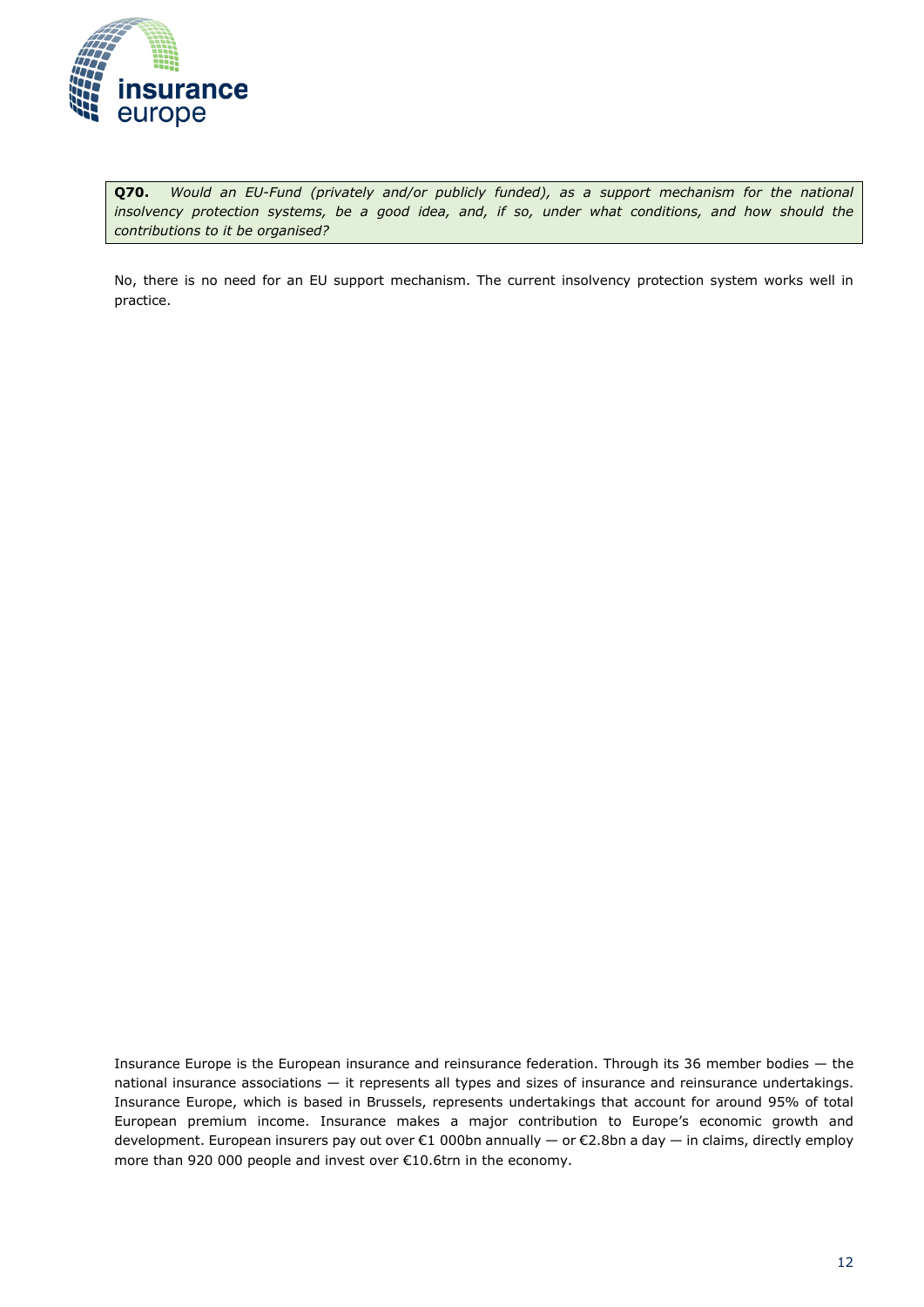**Q70.** *Would an EU-Fund (privately and/or publicly funded), as a support mechanism for the national insolvency protection systems, be a good idea, and, if so, under what conditions, and how should the contributions to it be organised?*

No, there is no need for an EU support mechanism. The current insolvency protection system works well in practice.

Insurance Europe is the European insurance and reinsurance federation. Through its 36 member bodies — the national insurance associations — it represents all types and sizes of insurance and reinsurance undertakings. Insurance Europe, which is based in Brussels, represents undertakings that account for around 95% of total European premium income. Insurance makes a major contribution to Europe's economic growth and development. European insurers pay out over €1 000bn annually — or €2.8bn a day — in claims, directly employ more than 920 000 people and invest over €10.6trn in the economy.